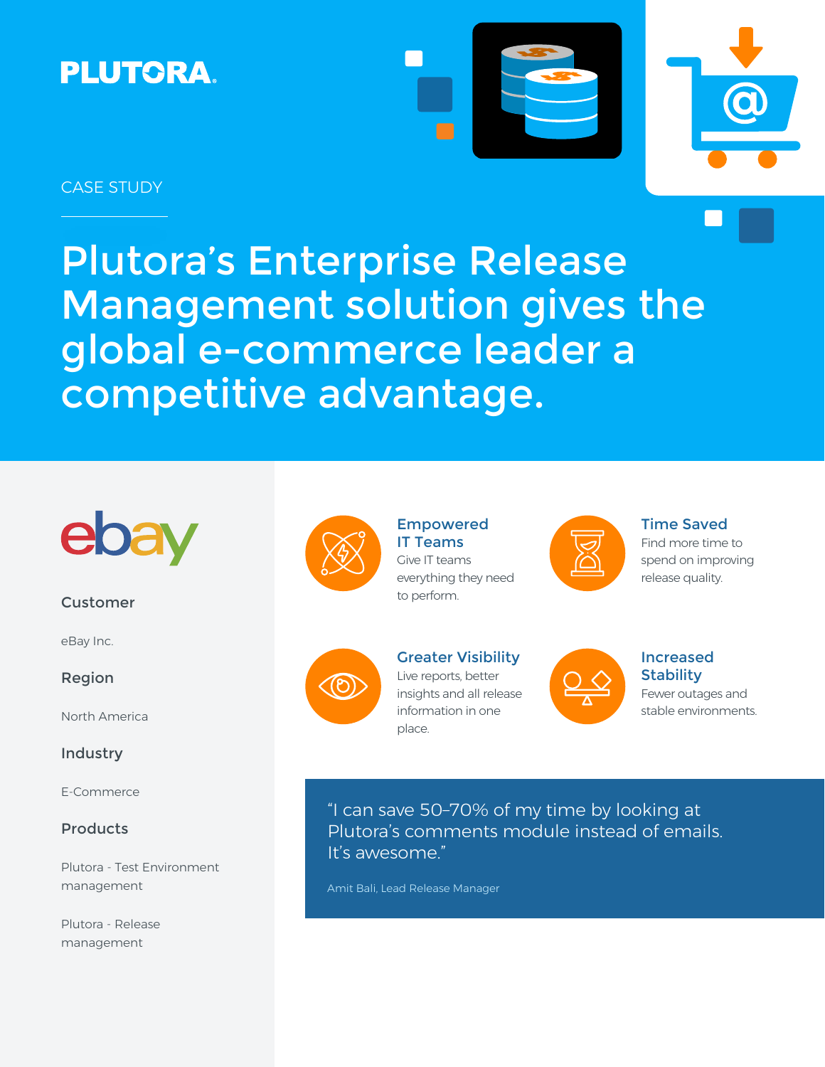PLUTORA

CASE STUDY

# Plutora's Enterprise Release Management solution gives the global e-commerce leader a competitive advantage.

ebay

**Customer**

eBay Inc.

**Region**

North America

**Industry**

E-Commerce

**Products**

Plutora - Test Environment management

Plutora - Release management

### Empowered IT Teams

Give IT teams everything they need to perform.

### Time Saved

Find more time to spend on improving release quality.

### Greater Visibility

Live reports, better insights and all release information in one place.

### Increased Stability

Fewer outages and stable environments.

> "I can save 50–70% of my time by looking at Plutora's comments module instead of emails. It's awesome."
>
> Amit Bali, Lead Release Manager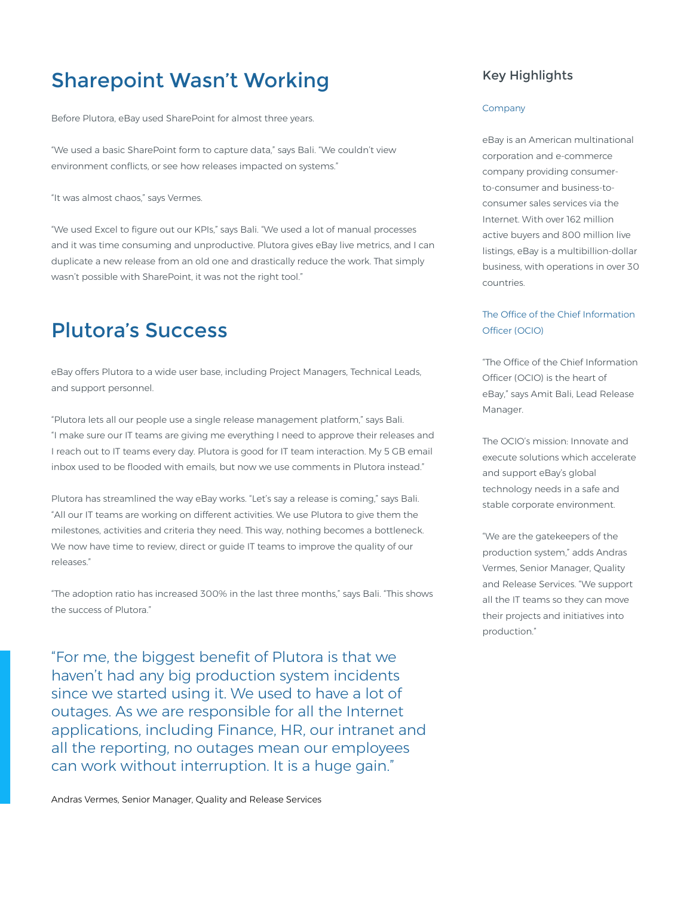## Sharepoint Wasn't Working

Before Plutora, eBay used SharePoint for almost three years.

"We used a basic SharePoint form to capture data," says Bali. "We couldn't view environment conflicts, or see how releases impacted on systems."

"It was almost chaos," says Vermes.

"We used Excel to figure out our KPIs," says Bali. "We used a lot of manual processes and it was time consuming and unproductive. Plutora gives eBay live metrics, and I can duplicate a new release from an old one and drastically reduce the work. That simply wasn't possible with SharePoint, it was not the right tool."

## Plutora's Success

eBay offers Plutora to a wide user base, including Project Managers, Technical Leads, and support personnel.

"Plutora lets all our people use a single release management platform," says Bali. "I make sure our IT teams are giving me everything I need to approve their releases and I reach out to IT teams every day. Plutora is good for IT team interaction. My 5 GB email inbox used to be flooded with emails, but now we use comments in Plutora instead."

Plutora has streamlined the way eBay works. "Let's say a release is coming," says Bali. "All our IT teams are working on different activities. We use Plutora to give them the milestones, activities and criteria they need. This way, nothing becomes a bottleneck. We now have time to review, direct or guide IT teams to improve the quality of our releases."

"The adoption ratio has increased 300% in the last three months," says Bali. "This shows the success of Plutora."

> "For me, the biggest benefit of Plutora is that we haven't had any big production system incidents since we started using it. We used to have a lot of outages. As we are responsible for all the Internet applications, including Finance, HR, our intranet and all the reporting, no outages mean our employees can work without interruption. It is a huge gain."

Andras Vermes, Senior Manager, Quality and Release Services

### Key Highlights

**Company**

eBay is an American multinational corporation and e-commerce company providing consumer-to-consumer and business-to-consumer sales services via the Internet. With over 162 million active buyers and 800 million live listings, eBay is a multibillion-dollar business, with operations in over 30 countries.

**The Office of the Chief Information Officer (OCIO)**

"The Office of the Chief Information Officer (OCIO) is the heart of eBay," says Amit Bali, Lead Release Manager.

The OCIO's mission: Innovate and execute solutions which accelerate and support eBay's global technology needs in a safe and stable corporate environment.

"We are the gatekeepers of the production system," adds Andras Vermes, Senior Manager, Quality and Release Services. "We support all the IT teams so they can move their projects and initiatives into production."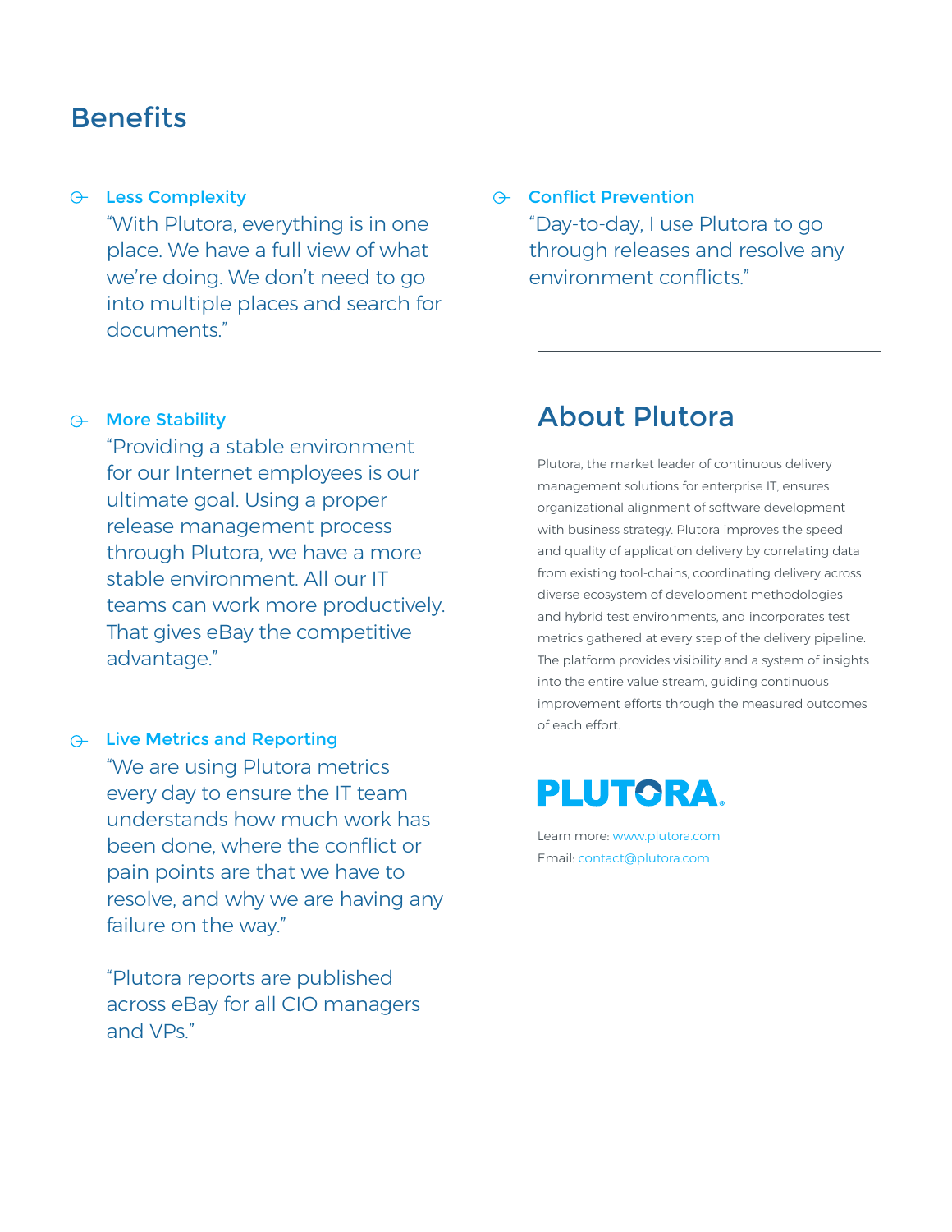## Benefits

### Less Complexity

"With Plutora, everything is in one place. We have a full view of what we're doing. We don't need to go into multiple places and search for documents."

### More Stability

"Providing a stable environment for our Internet employees is our ultimate goal. Using a proper release management process through Plutora, we have a more stable environment. All our IT teams can work more productively. That gives eBay the competitive advantage."

### Live Metrics and Reporting

"We are using Plutora metrics every day to ensure the IT team understands how much work has been done, where the conflict or pain points are that we have to resolve, and why we are having any failure on the way."

"Plutora reports are published across eBay for all CIO managers and VPs."

### Conflict Prevention

"Day-to-day, I use Plutora to go through releases and resolve any environment conflicts."

---

## About Plutora

Plutora, the market leader of continuous delivery management solutions for enterprise IT, ensures organizational alignment of software development with business strategy. Plutora improves the speed and quality of application delivery by correlating data from existing tool-chains, coordinating delivery across diverse ecosystem of development methodologies and hybrid test environments, and incorporates test metrics gathered at every step of the delivery pipeline. The platform provides visibility and a system of insights into the entire value stream, guiding continuous improvement efforts through the measured outcomes of each effort.

PLUTORA

Learn more: www.plutora.com
Email: contact@plutora.com